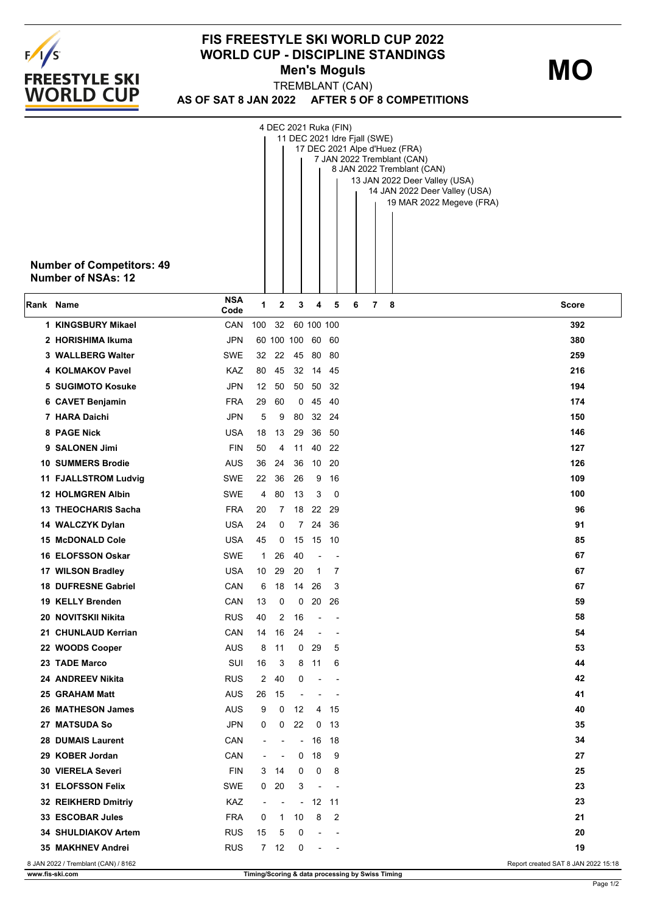# FIS FREESTYLE SKI WORLD CUP 2022
## WORLD CUP - DISCIPLINE STANDINGS
### Men's Moguls

**MO**

TREMBLANT (CAN)

**AS OF SAT 8 JAN 2022 AFTER 5 OF 8 COMPETITIONS**

1. 4 DEC 2021 Ruka (FIN)
2. 11 DEC 2021 Idre Fjall (SWE)
3. 17 DEC 2021 Alpe d'Huez (FRA)
4. 7 JAN 2022 Tremblant (CAN)
5. 8 JAN 2022 Tremblant (CAN)
6. 13 JAN 2022 Deer Valley (USA)
7. 14 JAN 2022 Deer Valley (USA)
8. 19 MAR 2022 Megeve (FRA)

**Number of Competitors: 49**
**Number of NSAs: 12**

| Rank | Name | NSA Code | 1 | 2 | 3 | 4 | 5 | 6 | 7 | 8 | Score |
|---|---|---|---|---|---|---|---|---|---|---|---|
| 1 | KINGSBURY Mikael | CAN | 100 | 32 | 60 | 100 | 100 | | | | 392 |
| 2 | HORISHIMA Ikuma | JPN | 60 | 100 | 100 | 60 | 60 | | | | 380 |
| 3 | WALLBERG Walter | SWE | 32 | 22 | 45 | 80 | 80 | | | | 259 |
| 4 | KOLMAKOV Pavel | KAZ | 80 | 45 | 32 | 14 | 45 | | | | 216 |
| 5 | SUGIMOTO Kosuke | JPN | 12 | 50 | 50 | 50 | 32 | | | | 194 |
| 6 | CAVET Benjamin | FRA | 29 | 60 | 0 | 45 | 40 | | | | 174 |
| 7 | HARA Daichi | JPN | 5 | 9 | 80 | 32 | 24 | | | | 150 |
| 8 | PAGE Nick | USA | 18 | 13 | 29 | 36 | 50 | | | | 146 |
| 9 | SALONEN Jimi | FIN | 50 | 4 | 11 | 40 | 22 | | | | 127 |
| 10 | SUMMERS Brodie | AUS | 36 | 24 | 36 | 10 | 20 | | | | 126 |
| 11 | FJALLSTROM Ludvig | SWE | 22 | 36 | 26 | 9 | 16 | | | | 109 |
| 12 | HOLMGREN Albin | SWE | 4 | 80 | 13 | 3 | 0 | | | | 100 |
| 13 | THEOCHARIS Sacha | FRA | 20 | 7 | 18 | 22 | 29 | | | | 96 |
| 14 | WALCZYK Dylan | USA | 24 | 0 | 7 | 24 | 36 | | | | 91 |
| 15 | McDONALD Cole | USA | 45 | 0 | 15 | 15 | 10 | | | | 85 |
| 16 | ELOFSSON Oskar | SWE | 1 | 26 | 40 | - | - | | | | 67 |
| 17 | WILSON Bradley | USA | 10 | 29 | 20 | 1 | 7 | | | | 67 |
| 18 | DUFRESNE Gabriel | CAN | 6 | 18 | 14 | 26 | 3 | | | | 67 |
| 19 | KELLY Brenden | CAN | 13 | 0 | 0 | 20 | 26 | | | | 59 |
| 20 | NOVITSKII Nikita | RUS | 40 | 2 | 16 | - | - | | | | 58 |
| 21 | CHUNLAUD Kerrian | CAN | 14 | 16 | 24 | - | - | | | | 54 |
| 22 | WOODS Cooper | AUS | 8 | 11 | 0 | 29 | 5 | | | | 53 |
| 23 | TADE Marco | SUI | 16 | 3 | 8 | 11 | 6 | | | | 44 |
| 24 | ANDREEV Nikita | RUS | 2 | 40 | 0 | - | - | | | | 42 |
| 25 | GRAHAM Matt | AUS | 26 | 15 | - | - | - | | | | 41 |
| 26 | MATHESON James | AUS | 9 | 0 | 12 | 4 | 15 | | | | 40 |
| 27 | MATSUDA So | JPN | 0 | 0 | 22 | 0 | 13 | | | | 35 |
| 28 | DUMAIS Laurent | CAN | - | - | - | 16 | 18 | | | | 34 |
| 29 | KOBER Jordan | CAN | - | - | 0 | 18 | 9 | | | | 27 |
| 30 | VIERELA Severi | FIN | 3 | 14 | 0 | 0 | 8 | | | | 25 |
| 31 | ELOFSSON Felix | SWE | 0 | 20 | 3 | - | - | | | | 23 |
| 32 | REIKHERD Dmitriy | KAZ | - | - | - | 12 | 11 | | | | 23 |
| 33 | ESCOBAR Jules | FRA | 0 | 1 | 10 | 8 | 2 | | | | 21 |
| 34 | SHULDIAKOV Artem | RUS | 15 | 5 | 0 | - | - | | | | 20 |
| 35 | MAKHNEV Andrei | RUS | 7 | 12 | 0 | - | - | | | | 19 |

8 JAN 2022 / Tremblant (CAN) / 8162

Report created SAT 8 JAN 2022 15:18

www.fis-ski.com

Timing/Scoring & data processing by Swiss Timing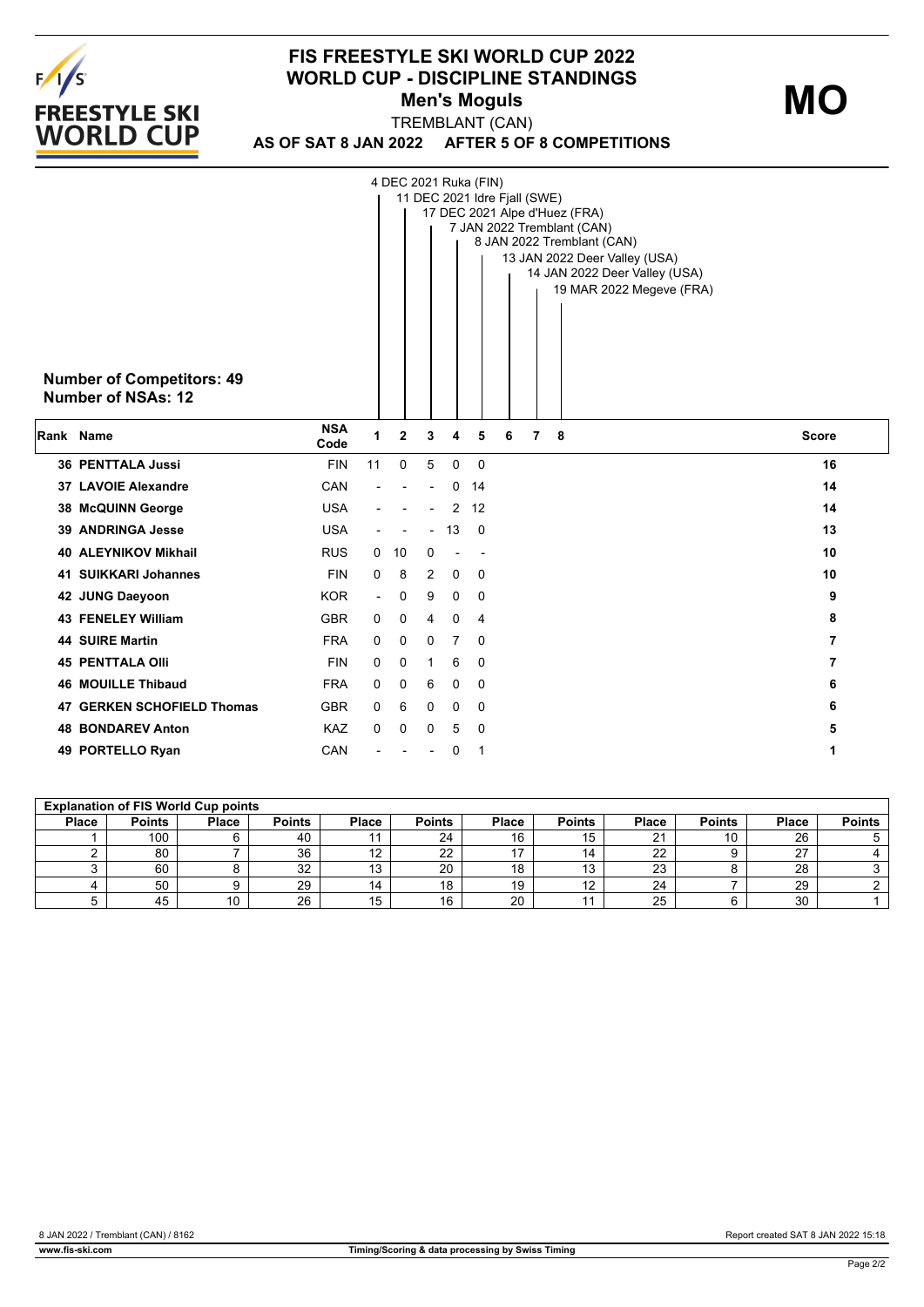# FIS FREESTYLE SKI WORLD CUP 2022
## WORLD CUP - DISCIPLINE STANDINGS
### Men's Moguls

TREMBLANT (CAN)

**AS OF SAT 8 JAN 2022 AFTER 5 OF 8 COMPETITIONS**

**MO**

1. 4 DEC 2021 Ruka (FIN)
2. 11 DEC 2021 Idre Fjall (SWE)
3. 17 DEC 2021 Alpe d'Huez (FRA)
4. 7 JAN 2022 Tremblant (CAN)
5. 8 JAN 2022 Tremblant (CAN)
6. 13 JAN 2022 Deer Valley (USA)
7. 14 JAN 2022 Deer Valley (USA)
8. 19 MAR 2022 Megeve (FRA)

**Number of Competitors: 49**
**Number of NSAs: 12**

| Rank | Name | NSA Code | 1 | 2 | 3 | 4 | 5 | 6 | 7 | 8 | Score |
|---|---|---|---|---|---|---|---|---|---|---|---|
| 36 | PENTTALA Jussi | FIN | 11 | 0 | 5 | 0 | 0 | | | | 16 |
| 37 | LAVOIE Alexandre | CAN | - | - | - | 0 | 14 | | | | 14 |
| 38 | McQUINN George | USA | - | - | - | 2 | 12 | | | | 14 |
| 39 | ANDRINGA Jesse | USA | - | - | - | 13 | 0 | | | | 13 |
| 40 | ALEYNIKOV Mikhail | RUS | 0 | 10 | 0 | - | - | | | | 10 |
| 41 | SUIKKARI Johannes | FIN | 0 | 8 | 2 | 0 | 0 | | | | 10 |
| 42 | JUNG Daeyoon | KOR | - | 0 | 9 | 0 | 0 | | | | 9 |
| 43 | FENELEY William | GBR | 0 | 0 | 4 | 0 | 4 | | | | 8 |
| 44 | SUIRE Martin | FRA | 0 | 0 | 0 | 7 | 0 | | | | 7 |
| 45 | PENTTALA Olli | FIN | 0 | 0 | 1 | 6 | 0 | | | | 7 |
| 46 | MOUILLE Thibaud | FRA | 0 | 0 | 6 | 0 | 0 | | | | 6 |
| 47 | GERKEN SCHOFIELD Thomas | GBR | 0 | 6 | 0 | 0 | 0 | | | | 6 |
| 48 | BONDAREV Anton | KAZ | 0 | 0 | 0 | 5 | 0 | | | | 5 |
| 49 | PORTELLO Ryan | CAN | - | - | - | 0 | 1 | | | | 1 |

**Explanation of FIS World Cup points**

| Place | Points | Place | Points | Place | Points | Place | Points | Place | Points | Place | Points |
|---|---|---|---|---|---|---|---|---|---|---|---|
| 1 | 100 | 6 | 40 | 11 | 24 | 16 | 15 | 21 | 10 | 26 | 5 |
| 2 | 80 | 7 | 36 | 12 | 22 | 17 | 14 | 22 | 9 | 27 | 4 |
| 3 | 60 | 8 | 32 | 13 | 20 | 18 | 13 | 23 | 8 | 28 | 3 |
| 4 | 50 | 9 | 29 | 14 | 18 | 19 | 12 | 24 | 7 | 29 | 2 |
| 5 | 45 | 10 | 26 | 15 | 16 | 20 | 11 | 25 | 6 | 30 | 1 |

8 JAN 2022 / Tremblant (CAN) / 8162

Report created SAT 8 JAN 2022 15:18

www.fis-ski.com

Timing/Scoring & data processing by Swiss Timing